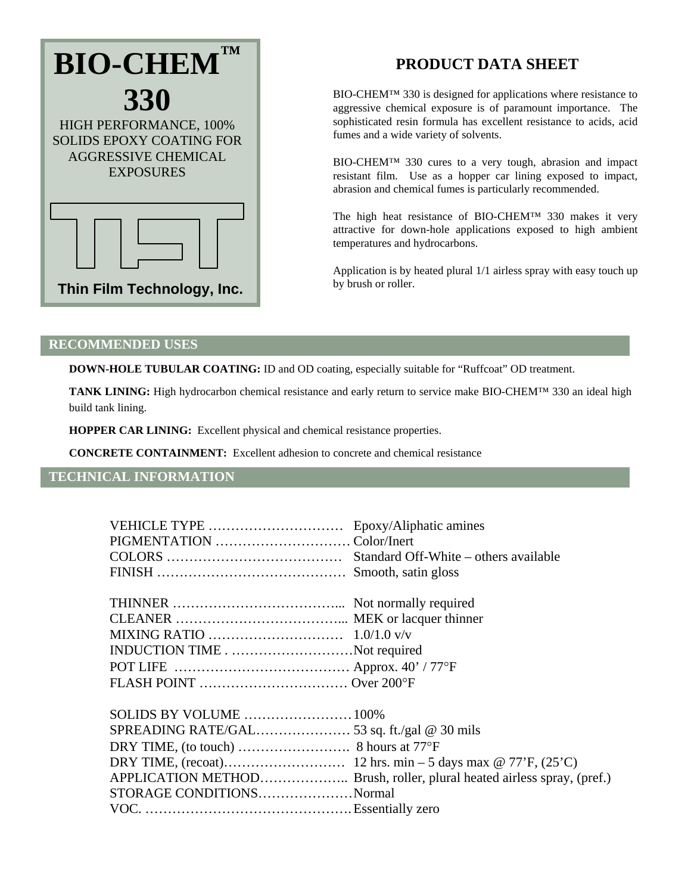# BIO-CHEM™ 330

HIGH PERFORMANCE, 100% SOLIDS EPOXY COATING FOR AGGRESSIVE CHEMICAL EXPOSURES

TFT

**Thin Film Technology, Inc.**

## PRODUCT DATA SHEET

BIO-CHEM™ 330 is designed for applications where resistance to aggressive chemical exposure is of paramount importance. The sophisticated resin formula has excellent resistance to acids, acid fumes and a wide variety of solvents.

BIO-CHEM™ 330 cures to a very tough, abrasion and impact resistant film. Use as a hopper car lining exposed to impact, abrasion and chemical fumes is particularly recommended.

The high heat resistance of BIO-CHEM™ 330 makes it very attractive for down-hole applications exposed to high ambient temperatures and hydrocarbons.

Application is by heated plural 1/1 airless spray with easy touch up by brush or roller.

## RECOMMENDED USES

**DOWN-HOLE TUBULAR COATING:** ID and OD coating, especially suitable for "Ruffcoat" OD treatment.

**TANK LINING:** High hydrocarbon chemical resistance and early return to service make BIO-CHEM™ 330 an ideal high build tank lining.

**HOPPER CAR LINING:** Excellent physical and chemical resistance properties.

**CONCRETE CONTAINMENT:** Excellent adhesion to concrete and chemical resistance

## TECHNICAL INFORMATION

| | |
|---|---|
| VEHICLE TYPE | Epoxy/Aliphatic amines |
| PIGMENTATION | Color/Inert |
| COLORS | Standard Off-White – others available |
| FINISH | Smooth, satin gloss |
| THINNER | Not normally required |
| CLEANER | MEK or lacquer thinner |
| MIXING RATIO | 1.0/1.0 v/v |
| INDUCTION TIME | Not required |
| POT LIFE | Approx. 40' / 77°F |
| FLASH POINT | Over 200°F |
| SOLIDS BY VOLUME | 100% |
| SPREADING RATE/GAL | 53 sq. ft./gal @ 30 mils |
| DRY TIME, (to touch) | 8 hours at 77°F |
| DRY TIME, (recoat) | 12 hrs. min – 5 days max @ 77'F, (25'C) |
| APPLICATION METHOD | Brush, roller, plural heated airless spray, (pref.) |
| STORAGE CONDITIONS | Normal |
| VOC. | Essentially zero |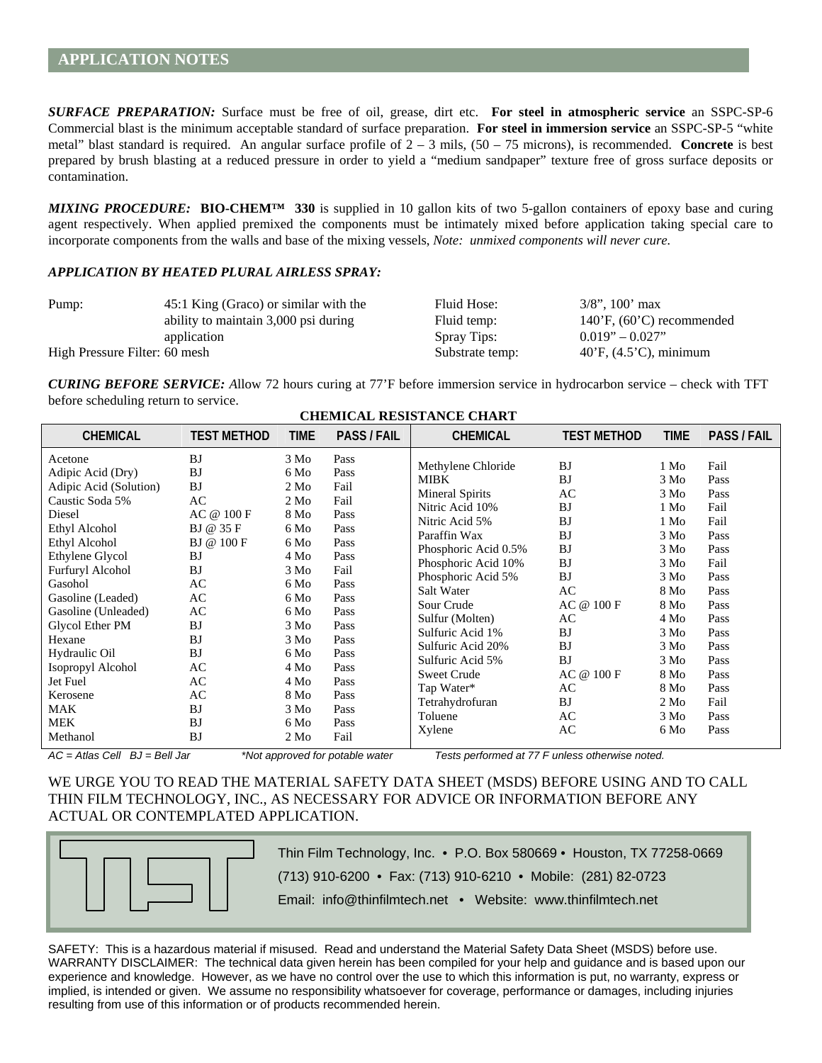## APPLICATION NOTES

***SURFACE PREPARATION:*** Surface must be free of oil, grease, dirt etc. **For steel in atmospheric service** an SSPC-SP-6 Commercial blast is the minimum acceptable standard of surface preparation. **For steel in immersion service** an SSPC-SP-5 "white metal" blast standard is required. An angular surface profile of 2 – 3 mils, (50 – 75 microns), is recommended. **Concrete** is best prepared by brush blasting at a reduced pressure in order to yield a "medium sandpaper" texture free of gross surface deposits or contamination.

***MIXING PROCEDURE:*** **BIO-CHEM™ 330** is supplied in 10 gallon kits of two 5-gallon containers of epoxy base and curing agent respectively. When applied premixed the components must be intimately mixed before application taking special care to incorporate components from the walls and base of the mixing vessels, *Note: unmixed components will never cure.*

***APPLICATION BY HEATED PLURAL AIRLESS SPRAY:***

| | | | |
|---|---|---|---|
| Pump: | 45:1 King (Graco) or similar with the ability to maintain 3,000 psi during application | Fluid Hose: | 3/8", 100' max |
| | | Fluid temp: | 140'F, (60'C) recommended |
| | | Spray Tips: | 0.019" – 0.027" |
| High Pressure Filter: | 60 mesh | Substrate temp: | 40'F, (4.5'C), minimum |

***CURING BEFORE SERVICE:*** *A*llow 72 hours curing at 77'F before immersion service in hydrocarbon service – check with TFT before scheduling return to service.

**CHEMICAL RESISTANCE CHART**

| CHEMICAL | TEST METHOD | TIME | PASS / FAIL | CHEMICAL | TEST METHOD | TIME | PASS / FAIL |
|---|---|---|---|---|---|---|---|
| Acetone | BJ | 3 Mo | Pass | Methylene Chloride | BJ | 1 Mo | Fail |
| Adipic Acid (Dry) | BJ | 6 Mo | Pass | MIBK | BJ | 3 Mo | Pass |
| Adipic Acid (Solution) | BJ | 2 Mo | Fail | Mineral Spirits | AC | 3 Mo | Pass |
| Caustic Soda 5% | AC | 2 Mo | Fail | Nitric Acid 10% | BJ | 1 Mo | Fail |
| Diesel | AC @ 100 F | 8 Mo | Pass | Nitric Acid 5% | BJ | 1 Mo | Fail |
| Ethyl Alcohol | BJ @ 35 F | 6 Mo | Pass | Paraffin Wax | BJ | 3 Mo | Pass |
| Ethyl Alcohol | BJ @ 100 F | 6 Mo | Pass | Phosphoric Acid 0.5% | BJ | 3 Mo | Pass |
| Ethylene Glycol | BJ | 4 Mo | Pass | Phosphoric Acid 10% | BJ | 3 Mo | Fail |
| Furfuryl Alcohol | BJ | 3 Mo | Fail | Phosphoric Acid 5% | BJ | 3 Mo | Pass |
| Gasohol | AC | 6 Mo | Pass | Salt Water | AC | 8 Mo | Pass |
| Gasoline (Leaded) | AC | 6 Mo | Pass | Sour Crude | AC @ 100 F | 8 Mo | Pass |
| Gasoline (Unleaded) | AC | 6 Mo | Pass | Sulfur (Molten) | AC | 4 Mo | Pass |
| Glycol Ether PM | BJ | 3 Mo | Pass | Sulfuric Acid 1% | BJ | 3 Mo | Pass |
| Hexane | BJ | 3 Mo | Pass | Sulfuric Acid 20% | BJ | 3 Mo | Pass |
| Hydraulic Oil | BJ | 6 Mo | Pass | Sulfuric Acid 5% | BJ | 3 Mo | Pass |
| Isopropyl Alcohol | AC | 4 Mo | Pass | Sweet Crude | AC @ 100 F | 8 Mo | Pass |
| Jet Fuel | AC | 4 Mo | Pass | Tap Water* | AC | 8 Mo | Pass |
| Kerosene | AC | 8 Mo | Pass | Tetrahydrofuran | BJ | 2 Mo | Fail |
| MAK | BJ | 3 Mo | Pass | Toluene | AC | 3 Mo | Pass |
| MEK | BJ | 6 Mo | Pass | Xylene | AC | 6 Mo | Pass |
| Methanol | BJ | 2 Mo | Fail | | | | |

*AC = Atlas Cell BJ = Bell Jar* *\*Not approved for potable water* *Tests performed at 77 F unless otherwise noted.*

WE URGE YOU TO READ THE MATERIAL SAFETY DATA SHEET (MSDS) BEFORE USING AND TO CALL THIN FILM TECHNOLOGY, INC., AS NECESSARY FOR ADVICE OR INFORMATION BEFORE ANY ACTUAL OR CONTEMPLATED APPLICATION.

TFT

Thin Film Technology, Inc. • P.O. Box 580669 • Houston, TX 77258-0669

(713) 910-6200 • Fax: (713) 910-6210 • Mobile: (281) 82-0723

Email: info@thinfilmtech.net • Website: www.thinfilmtech.net

SAFETY: This is a hazardous material if misused. Read and understand the Material Safety Data Sheet (MSDS) before use.
WARRANTY DISCLAIMER: The technical data given herein has been compiled for your help and guidance and is based upon our experience and knowledge. However, as we have no control over the use to which this information is put, no warranty, express or implied, is intended or given. We assume no responsibility whatsoever for coverage, performance or damages, including injuries resulting from use of this information or of products recommended herein.